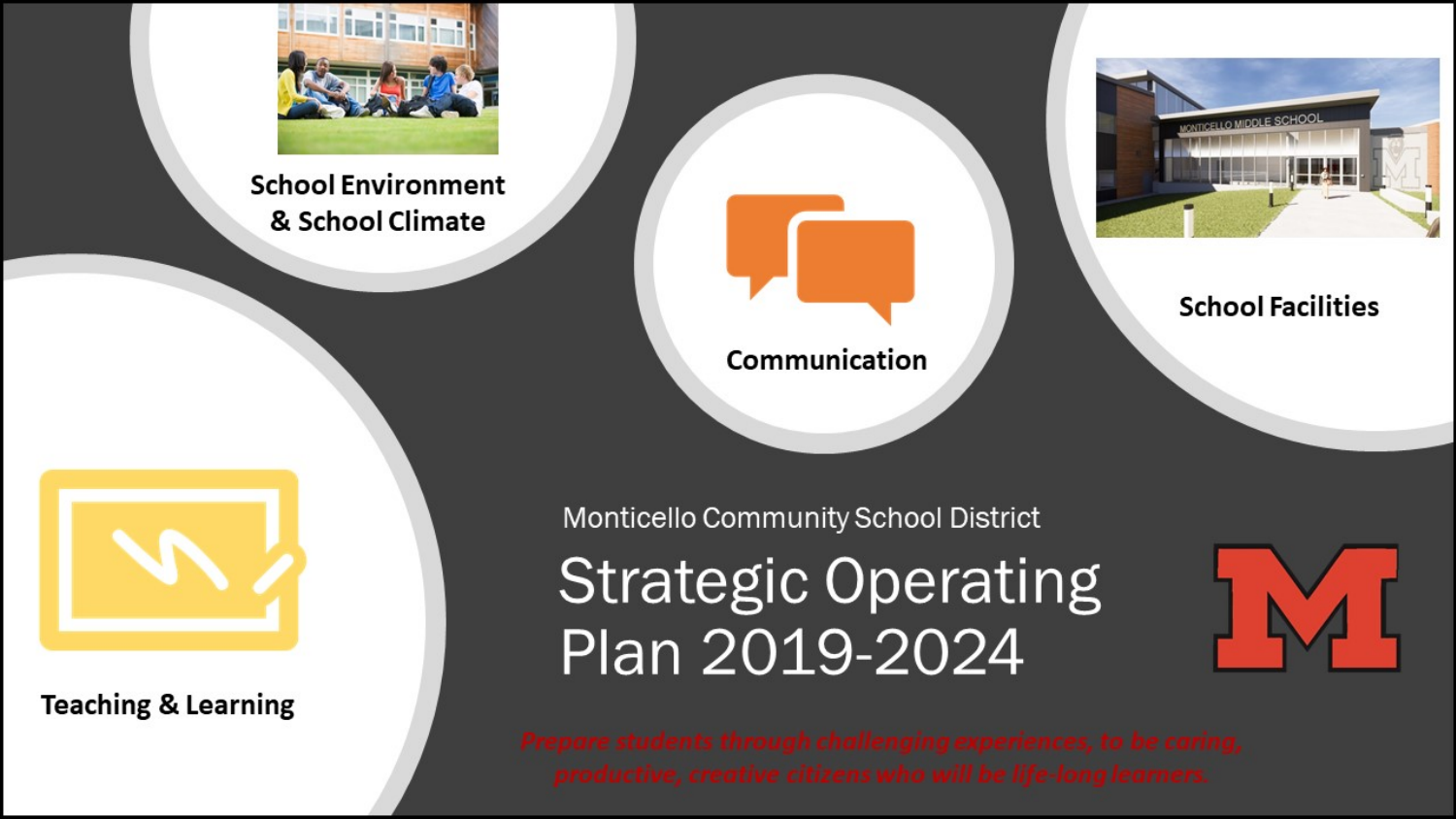Monticello Community School District

# Strategic Operating Plan 2019-2024

*Prepare students through challenging experiences, to be caring, productive, creative citizens who will be life-long learners.*

School Environment & School Climate

Communication

School Facilities

Teaching & Learning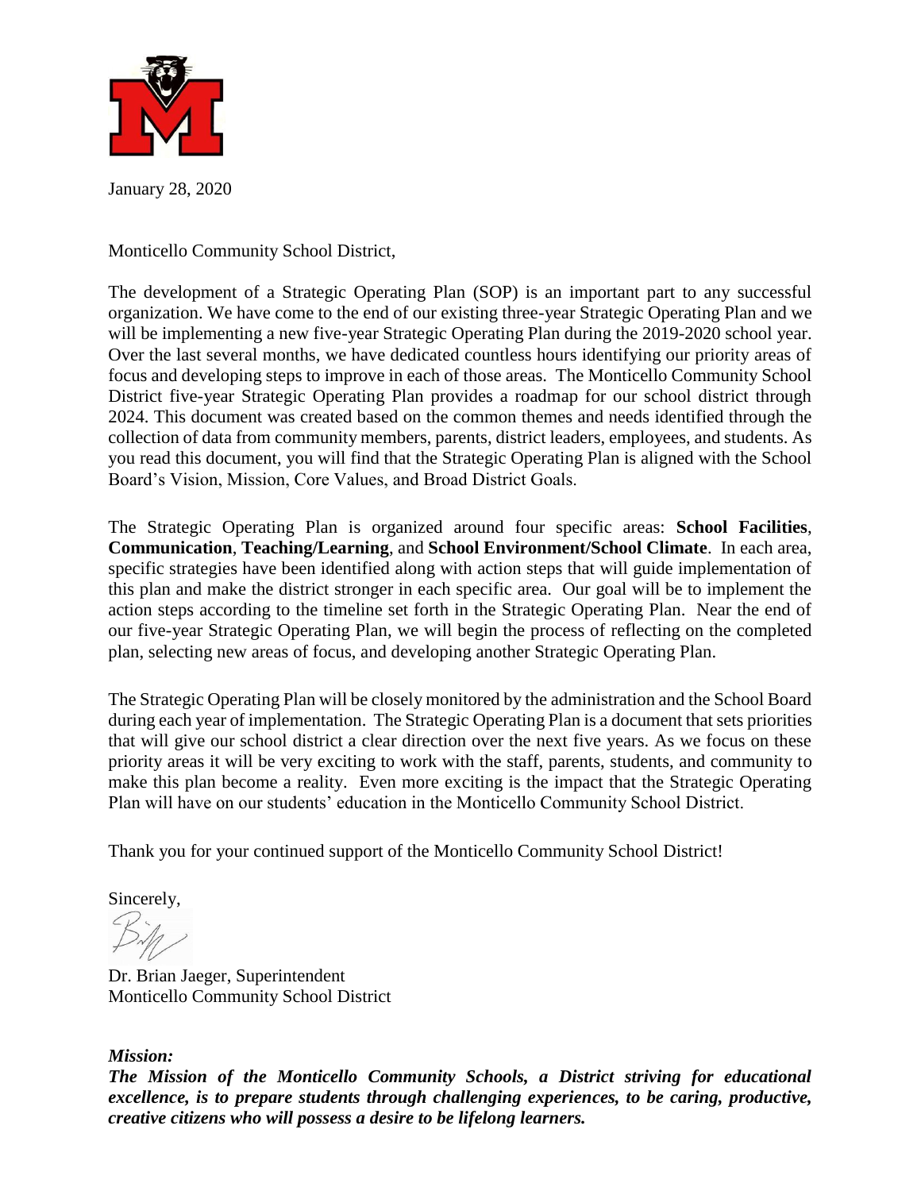January 28, 2020

Monticello Community School District,

The development of a Strategic Operating Plan (SOP) is an important part to any successful organization. We have come to the end of our existing three-year Strategic Operating Plan and we will be implementing a new five-year Strategic Operating Plan during the 2019-2020 school year. Over the last several months, we have dedicated countless hours identifying our priority areas of focus and developing steps to improve in each of those areas. The Monticello Community School District five-year Strategic Operating Plan provides a roadmap for our school district through 2024. This document was created based on the common themes and needs identified through the collection of data from community members, parents, district leaders, employees, and students. As you read this document, you will find that the Strategic Operating Plan is aligned with the School Board's Vision, Mission, Core Values, and Broad District Goals.

The Strategic Operating Plan is organized around four specific areas: **School Facilities**, **Communication**, **Teaching/Learning**, and **School Environment/School Climate**. In each area, specific strategies have been identified along with action steps that will guide implementation of this plan and make the district stronger in each specific area. Our goal will be to implement the action steps according to the timeline set forth in the Strategic Operating Plan. Near the end of our five-year Strategic Operating Plan, we will begin the process of reflecting on the completed plan, selecting new areas of focus, and developing another Strategic Operating Plan.

The Strategic Operating Plan will be closely monitored by the administration and the School Board during each year of implementation. The Strategic Operating Plan is a document that sets priorities that will give our school district a clear direction over the next five years. As we focus on these priority areas it will be very exciting to work with the staff, parents, students, and community to make this plan become a reality. Even more exciting is the impact that the Strategic Operating Plan will have on our students' education in the Monticello Community School District.

Thank you for your continued support of the Monticello Community School District!

Sincerely,

Dr. Brian Jaeger, Superintendent
Monticello Community School District

***Mission:***
***The Mission of the Monticello Community Schools, a District striving for educational excellence, is to prepare students through challenging experiences, to be caring, productive, creative citizens who will possess a desire to be lifelong learners.***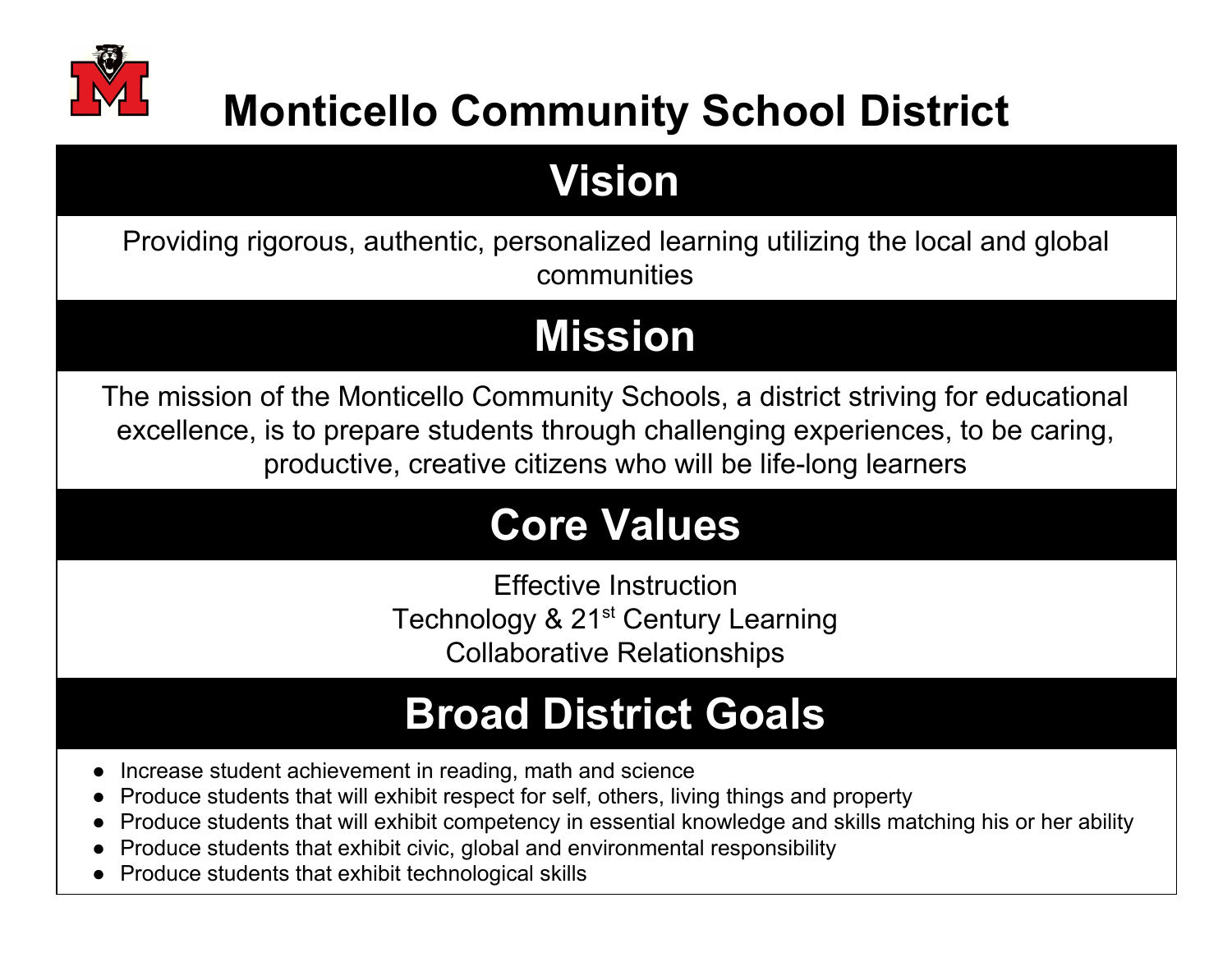# Monticello Community School District

## Vision

Providing rigorous, authentic, personalized learning utilizing the local and global communities

## Mission

The mission of the Monticello Community Schools, a district striving for educational excellence, is to prepare students through challenging experiences, to be caring, productive, creative citizens who will be life-long learners

## Core Values

Effective Instruction
Technology & 21st Century Learning
Collaborative Relationships

## Broad District Goals

- Increase student achievement in reading, math and science
- Produce students that will exhibit respect for self, others, living things and property
- Produce students that will exhibit competency in essential knowledge and skills matching his or her ability
- Produce students that exhibit civic, global and environmental responsibility
- Produce students that exhibit technological skills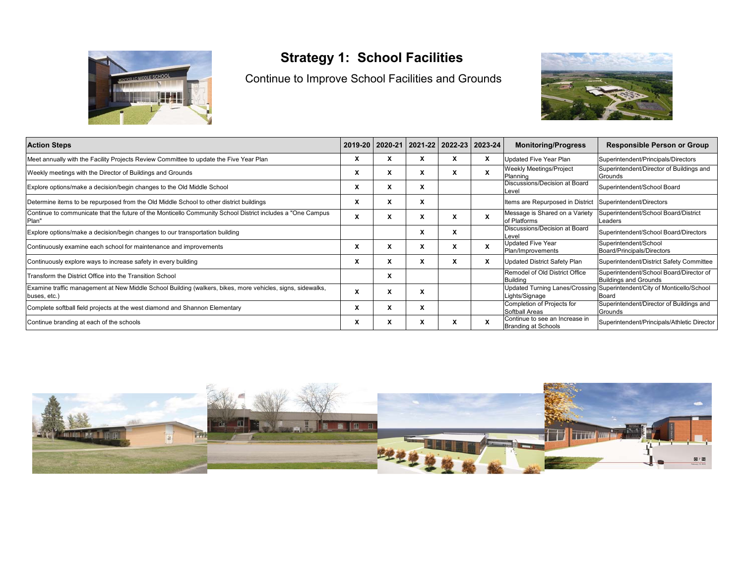# Strategy 1: School Facilities

Continue to Improve School Facilities and Grounds

| Action Steps | 2019-20 | 2020-21 | 2021-22 | 2022-23 | 2023-24 | Monitoring/Progress | Responsible Person or Group |
|---|---|---|---|---|---|---|---|
| Meet annually with the Facility Projects Review Committee to update the Five Year Plan | X | X | X | X | X | Updated Five Year Plan | Superintendent/Principals/Directors |
| Weekly meetings with the Director of Buildings and Grounds | X | X | X | X | X | Weekly Meetings/Project Planning | Superintendent/Director of Buildings and Grounds |
| Explore options/make a decision/begin changes to the Old Middle School | X | X | X | | | Discussions/Decision at Board Level | Superintendent/School Board |
| Determine items to be repurposed from the Old Middle School to other district buildings | X | X | X | | | Items are Repurposed in District | Superintendent/Directors |
| Continue to communicate that the future of the Monticello Community School District includes a "One Campus Plan" | X | X | X | X | X | Message is Shared on a Variety of Platforms | Superintendent/School Board/District Leaders |
| Explore options/make a decision/begin changes to our transportation building | | | X | X | | Discussions/Decision at Board Level | Superintendent/School Board/Directors |
| Continuously examine each school for maintenance and improvements | X | X | X | X | X | Updated Five Year Plan/Improvements | Superintendent/School Board/Principals/Directors |
| Continuously explore ways to increase safety in every building | X | X | X | X | X | Updated District Safety Plan | Superintendent/District Safety Committee |
| Transform the District Office into the Transition School | | X | | | | Remodel of Old District Office Building | Superintendent/School Board/Director of Buildings and Grounds |
| Examine traffic management at New Middle School Building (walkers, bikes, more vehicles, signs, sidewalks, buses, etc.) | X | X | X | | | Updated Turning Lanes/Crossing Lights/Signage | Superintendent/City of Monticello/School Board |
| Complete softball field projects at the west diamond and Shannon Elementary | X | X | X | | | Completion of Projects for Softball Areas | Superintendent/Director of Buildings and Grounds |
| Continue branding at each of the schools | X | X | X | X | X | Continue to see an Increase in Branding at Schools | Superintendent/Principals/Athletic Director |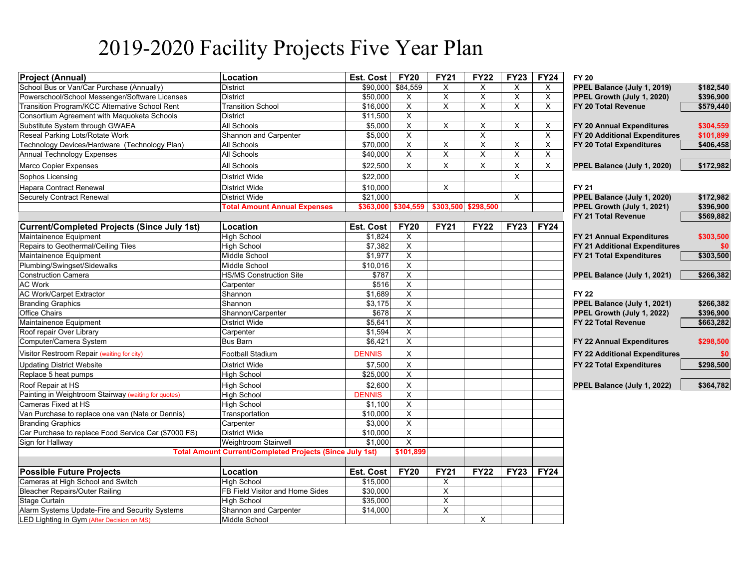# 2019-2020 Facility Projects Five Year Plan

| Project (Annual) | Location | Est. Cost | FY20 | FY21 | FY22 | FY23 | FY24 |
|---|---|---|---|---|---|---|---|
| School Bus or Van/Car Purchase (Annually) | District | $90,000 | $84,559 | X | X | X | X |
| Powerschool/School Messenger/Software Licenses | District | $50,000 | X | X | X | X | X |
| Transition Program/KCC Alternative School Rent | Transition School | $16,000 | X | X | X | X | X |
| Consortium Agreement with Maquoketa Schools | District | $11,500 | X | | | | |
| Substitute System through GWAEA | All Schools | $5,000 | X | X | X | X | X |
| Reseal Parking Lots/Rotate Work | Shannon and Carpenter | $5,000 | X | | X | | X |
| Technology Devices/Hardware (Technology Plan) | All Schools | $70,000 | X | X | X | X | X |
| Annual Technology Expenses | All Schools | $40,000 | X | X | X | X | X |
| Marco Copier Expenses | All Schools | $22,500 | X | X | X | X | X |
| Sophos Licensing | District Wide | $22,000 | | | | X | |
| Hapara Contract Renewal | District Wide | $10,000 | | X | | | |
| Securely Contract Renewal | District Wide | $21,000 | | | | X | |
| | **Total Amount Annual Expenses** | **$363,000** | **$304,559** | **$303,500** | **$298,500** | | |

| Current/Completed Projects (Since July 1st) | Location | Est. Cost | FY20 | FY21 | FY22 | FY23 | FY24 |
|---|---|---|---|---|---|---|---|
| Maintainence Equipment | High School | $1,824 | X | | | | |
| Repairs to Geothermal/Ceiling Tiles | High School | $7,382 | X | | | | |
| Maintainence Equipment | Middle School | $1,977 | X | | | | |
| Plumbing/Swingset/Sidewalks | Middle School | $10,016 | X | | | | |
| Construction Camera | HS/MS Construction Site | $787 | X | | | | |
| AC Work | Carpenter | $516 | X | | | | |
| AC Work/Carpet Extractor | Shannon | $1,689 | X | | | | |
| Branding Graphics | Shannon | $3,175 | X | | | | |
| Office Chairs | Shannon/Carpenter | $678 | X | | | | |
| Maintainence Equipment | District Wide | $5,641 | X | | | | |
| Roof repair Over Library | Carpenter | $1,594 | X | | | | |
| Computer/Camera System | Bus Barn | $6,421 | X | | | | |
| Visitor Restroom Repair (waiting for city) | Football Stadium | DENNIS | X | | | | |
| Updating District Website | District Wide | $7,500 | X | | | | |
| Replace 5 heat pumps | High School | $25,000 | X | | | | |
| Roof Repair at HS | High School | $2,600 | X | | | | |
| Painting in Weightroom Stairway (waiting for quotes) | High School | DENNIS | X | | | | |
| Cameras Fixed at HS | High School | $1,100 | X | | | | |
| Van Purchase to replace one van (Nate or Dennis) | Transportation | $10,000 | X | | | | |
| Branding Graphics | Carpenter | $3,000 | X | | | | |
| Car Purchase to replace Food Service Car ($7000 FS) | District Wide | $10,000 | X | | | | |
| Sign for Hallway | Weightroom Stairwell | $1,000 | X | | | | |
| **Total Amount Current/Completed Projects (Since July 1st)** | | | **$101,899** | | | | |

| Possible Future Projects | Location | Est. Cost | FY20 | FY21 | FY22 | FY23 | FY24 |
|---|---|---|---|---|---|---|---|
| Cameras at High School and Switch | High School | $15,000 | | X | | | |
| Bleacher Repairs/Outer Railing | FB Field Visitor and Home Sides | $30,000 | | X | | | |
| Stage Curtain | High School | $35,000 | | X | | | |
| Alarm Systems Update-Fire and Security Systems | Shannon and Carpenter | $14,000 | | X | | | |
| LED Lighting in Gym (After Decision on MS) | Middle School | | | | X | | |

| FY 20 | |
|---|---|
| PPEL Balance (July 1, 2019) | $182,540 |
| PPEL Growth (July 1, 2020) | $396,900 |
| FY 20 Total Revenue | $579,440 |
| FY 20 Annual Expenditures | $304,559 |
| FY 20 Additional Expenditures | $101,899 |
| FY 20 Total Expenditures | $406,458 |
| PPEL Balance (July 1, 2020) | $172,982 |

| FY 21 | |
|---|---|
| PPEL Balance (July 1, 2020) | $172,982 |
| PPEL Growth (July 1, 2021) | $396,900 |
| FY 21 Total Revenue | $569,882 |
| FY 21 Annual Expenditures | $303,500 |
| FY 21 Additional Expenditures | $0 |
| FY 21 Total Expenditures | $303,500 |
| PPEL Balance (July 1, 2021) | $266,382 |

| FY 22 | |
|---|---|
| PPEL Balance (July 1, 2021) | $266,382 |
| PPEL Growth (July 1, 2022) | $396,900 |
| FY 22 Total Revenue | $663,282 |
| FY 22 Annual Expenditures | $298,500 |
| FY 22 Additional Expenditures | $0 |
| FY 22 Total Expenditures | $298,500 |
| PPEL Balance (July 1, 2022) | $364,782 |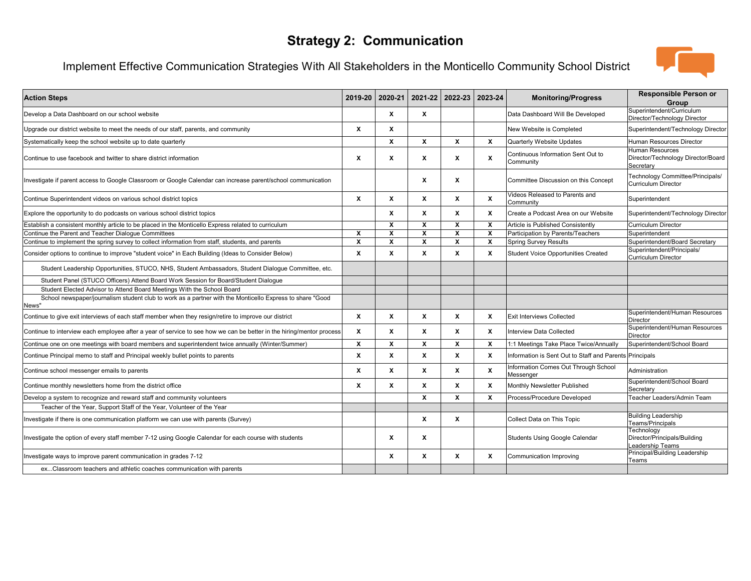# Strategy 2: Communication

## Implement Effective Communication Strategies With All Stakeholders in the Monticello Community School District

| Action Steps | 2019-20 | 2020-21 | 2021-22 | 2022-23 | 2023-24 | Monitoring/Progress | Responsible Person or Group |
|---|---|---|---|---|---|---|---|
| Develop a Data Dashboard on our school website | | X | X | | | Data Dashboard Will Be Developed | Superintendent/Curriculum Director/Technology Director |
| Upgrade our district website to meet the needs of our staff, parents, and community | X | X | | | | New Website is Completed | Superintendent/Technology Director |
| Systematically keep the school website up to date quarterly | | X | X | X | X | Quarterly Website Updates | Human Resources Director |
| Continue to use facebook and twitter to share district information | X | X | X | X | X | Continuous Information Sent Out to Community | Human Resources Director/Technology Director/Board Secretary |
| Investigate if parent access to Google Classroom or Google Calendar can increase parent/school communication | | | X | X | | Committee Discussion on this Concept | Technology Committee/Principals/ Curriculum Director |
| Continue Superintendent videos on various school district topics | X | X | X | X | X | Videos Released to Parents and Community | Superintendent |
| Explore the opportunity to do podcasts on various school district topics | | X | X | X | X | Create a Podcast Area on our Website | Superintendent/Technology Director |
| Establish a consistent monthly article to be placed in the Monticello Express related to curriculum | | X | X | X | X | Article is Published Consistently | Curriculum Director |
| Continue the Parent and Teacher Dialogue Committees | X | X | X | X | X | Participation by Parents/Teachers | Superintendent |
| Continue to implement the spring survey to collect information from staff, students, and parents | X | X | X | X | X | Spring Survey Results | Superintendent/Board Secretary |
| Consider options to continue to improve "student voice" in Each Building (Ideas to Consider Below) | X | X | X | X | X | Student Voice Opportunities Created | Superintendent/Principals/ Curriculum Director |
| Student Leadership Opportunities, STUCO, NHS, Student Ambassadors, Student Dialogue Committee, etc. | | | | | | | |
| Student Panel (STUCO Officers) Attend Board Work Session for Board/Student Dialogue | | | | | | | |
| Student Elected Advisor to Attend Board Meetings With the School Board | | | | | | | |
| School newspaper/journalism student club to work as a partner with the Monticello Express to share "Good News" | | | | | | | |
| Continue to give exit interviews of each staff member when they resign/retire to improve our district | X | X | X | X | X | Exit Interviews Collected | Superintendent/Human Resources Director |
| Continue to interview each employee after a year of service to see how we can be better in the hiring/mentor process | X | X | X | X | X | Interview Data Collected | Superintendent/Human Resources Director |
| Continue one on one meetings with board members and superintendent twice annually (Winter/Summer) | X | X | X | X | X | 1:1 Meetings Take Place Twice/Annually | Superintendent/School Board |
| Continue Principal memo to staff and Principal weekly bullet points to parents | X | X | X | X | X | Information is Sent Out to Staff and Parents | Principals |
| Continue school messenger emails to parents | X | X | X | X | X | Information Comes Out Through School Messenger | Administration |
| Continue monthly newsletters home from the district office | X | X | X | X | X | Monthly Newsletter Published | Superintendent/School Board Secretary |
| Develop a system to recognize and reward staff and community volunteers | | | X | X | X | Process/Procedure Developed | Teacher Leaders/Admin Team |
| Teacher of the Year, Support Staff of the Year, Volunteer of the Year | | | | | | | |
| Investigate if there is one communication platform we can use with parents (Survey) | | | X | X | | Collect Data on This Topic | Building Leadership Teams/Principals |
| Investigate the option of every staff member 7-12 using Google Calendar for each course with students | | X | X | | | Students Using Google Calendar | Technology Director/Principals/Building Leadership Teams |
| Investigate ways to improve parent communication in grades 7-12 | | X | X | X | X | Communication Improving | Principal/Building Leadership Teams |
| ex...Classroom teachers and athletic coaches communication with parents | | | | | | | |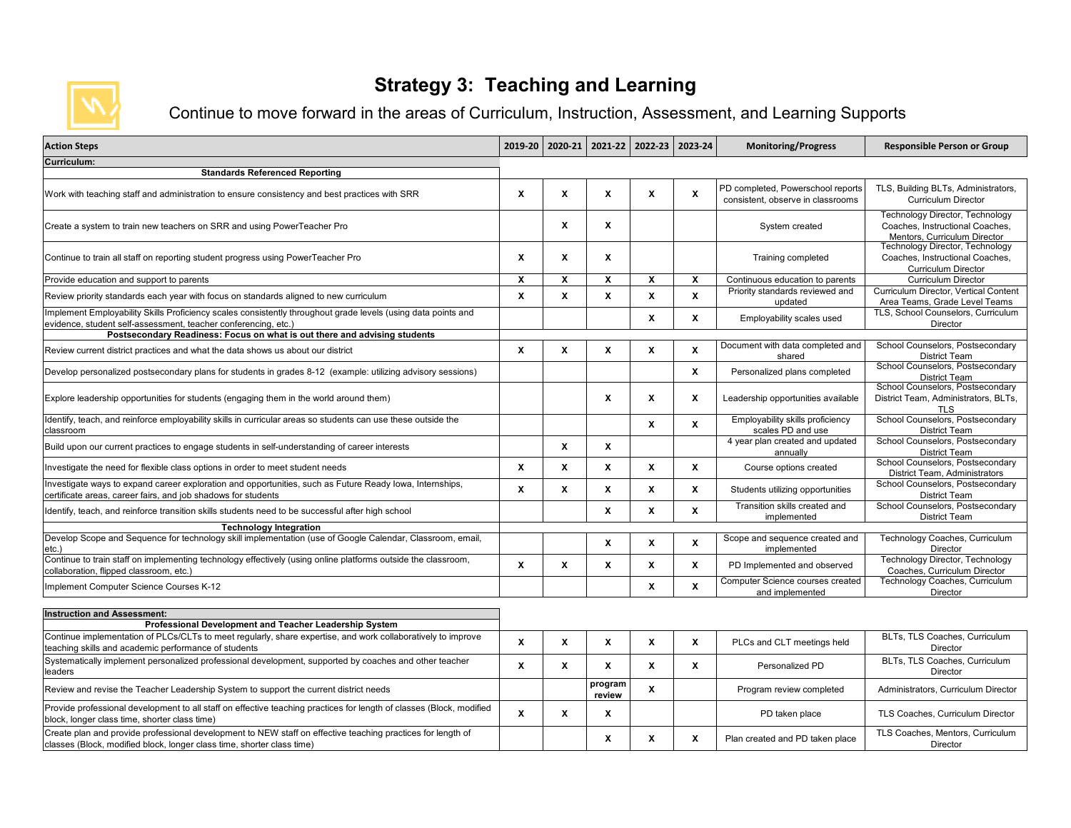# Strategy 3: Teaching and Learning

## Continue to move forward in the areas of Curriculum, Instruction, Assessment, and Learning Supports

| Action Steps | 2019-20 | 2020-21 | 2021-22 | 2022-23 | 2023-24 | Monitoring/Progress | Responsible Person or Group |
|---|---|---|---|---|---|---|---|
| **Curriculum:** | | | | | | | |
| **Standards Referenced Reporting** | | | | | | | |
| Work with teaching staff and administration to ensure consistency and best practices with SRR | X | X | X | X | X | PD completed, Powerschool reports consistent, observe in classrooms | TLS, Building BLTs, Administrators, Curriculum Director |
| Create a system to train new teachers on SRR and using PowerTeacher Pro | | X | X | | | System created | Technology Director, Technology Coaches, Instructional Coaches, Mentors, Curriculum Director |
| Continue to train all staff on reporting student progress using PowerTeacher Pro | X | X | X | | | Training completed | Technology Director, Technology Coaches, Instructional Coaches, Curriculum Director |
| Provide education and support to parents | X | X | X | X | X | Continuous education to parents | Curriculum Director |
| Review priority standards each year with focus on standards aligned to new curriculum | X | X | X | X | X | Priority standards reviewed and updated | Curriculum Director, Vertical Content Area Teams, Grade Level Teams |
| Implement Employability Skills Proficiency scales consistently throughout grade levels (using data points and evidence, student self-assessment, teacher conferencing, etc.) | | | | X | X | Employability scales used | TLS, School Counselors, Curriculum Director |
| **Postsecondary Readiness: Focus on what is out there and advising students** | | | | | | | |
| Review current district practices and what the data shows us about our district | X | X | X | X | X | Document with data completed and shared | School Counselors, Postsecondary District Team |
| Develop personalized postsecondary plans for students in grades 8-12 (example: utilizing advisory sessions) | | | | | X | Personalized plans completed | School Counselors, Postsecondary District Team |
| Explore leadership opportunities for students (engaging them in the world around them) | | | X | X | X | Leadership opportunities available | School Counselors, Postsecondary District Team, Administrators, BLTs, TLS |
| Identify, teach, and reinforce employability skills in curricular areas so students can use these outside the classroom | | | | X | X | Employability skills proficiency scales PD and use | School Counselors, Postsecondary District Team |
| Build upon our current practices to engage students in self-understanding of career interests | | X | X | | | 4 year plan created and updated annually | School Counselors, Postsecondary District Team |
| Investigate the need for flexible class options in order to meet student needs | X | X | X | X | X | Course options created | School Counselors, Postsecondary District Team, Administrators |
| Investigate ways to expand career exploration and opportunities, such as Future Ready Iowa, Internships, certificate areas, career fairs, and job shadows for students | X | X | X | X | X | Students utilizing opportunities | School Counselors, Postsecondary District Team |
| Identify, teach, and reinforce transition skills students need to be successful after high school | | | X | X | X | Transition skills created and implemented | School Counselors, Postsecondary District Team |
| **Technology Integration** | | | | | | | |
| Develop Scope and Sequence for technology skill implementation (use of Google Calendar, Classroom, email, etc.) | | | X | X | X | Scope and sequence created and implemented | Technology Coaches, Curriculum Director |
| Continue to train staff on implementing technology effectively (using online platforms outside the classroom, collaboration, flipped classroom, etc.) | X | X | X | X | X | PD Implemented and observed | Technology Director, Technology Coaches, Curriculum Director |
| Implement Computer Science Courses K-12 | | | | X | X | Computer Science courses created and implemented | Technology Coaches, Curriculum Director |
| **Instruction and Assessment:** | | | | | | | |
| **Professional Development and Teacher Leadership System** | | | | | | | |
| Continue implementation of PLCs/CLTs to meet regularly, share expertise, and work collaboratively to improve teaching skills and academic performance of students | X | X | X | X | X | PLCs and CLT meetings held | BLTs, TLS Coaches, Curriculum Director |
| Systematically implement personalized professional development, supported by coaches and other teacher leaders | X | X | X | X | X | Personalized PD | BLTs, TLS Coaches, Curriculum Director |
| Review and revise the Teacher Leadership System to support the current district needs | | | program review | X | | Program review completed | Administrators, Curriculum Director |
| Provide professional development to all staff on effective teaching practices for length of classes (Block, modified block, longer class time, shorter class time) | X | X | X | | | PD taken place | TLS Coaches, Curriculum Director |
| Create plan and provide professional development to NEW staff on effective teaching practices for length of classes (Block, modified block, longer class time, shorter class time) | | | X | X | X | Plan created and PD taken place | TLS Coaches, Mentors, Curriculum Director |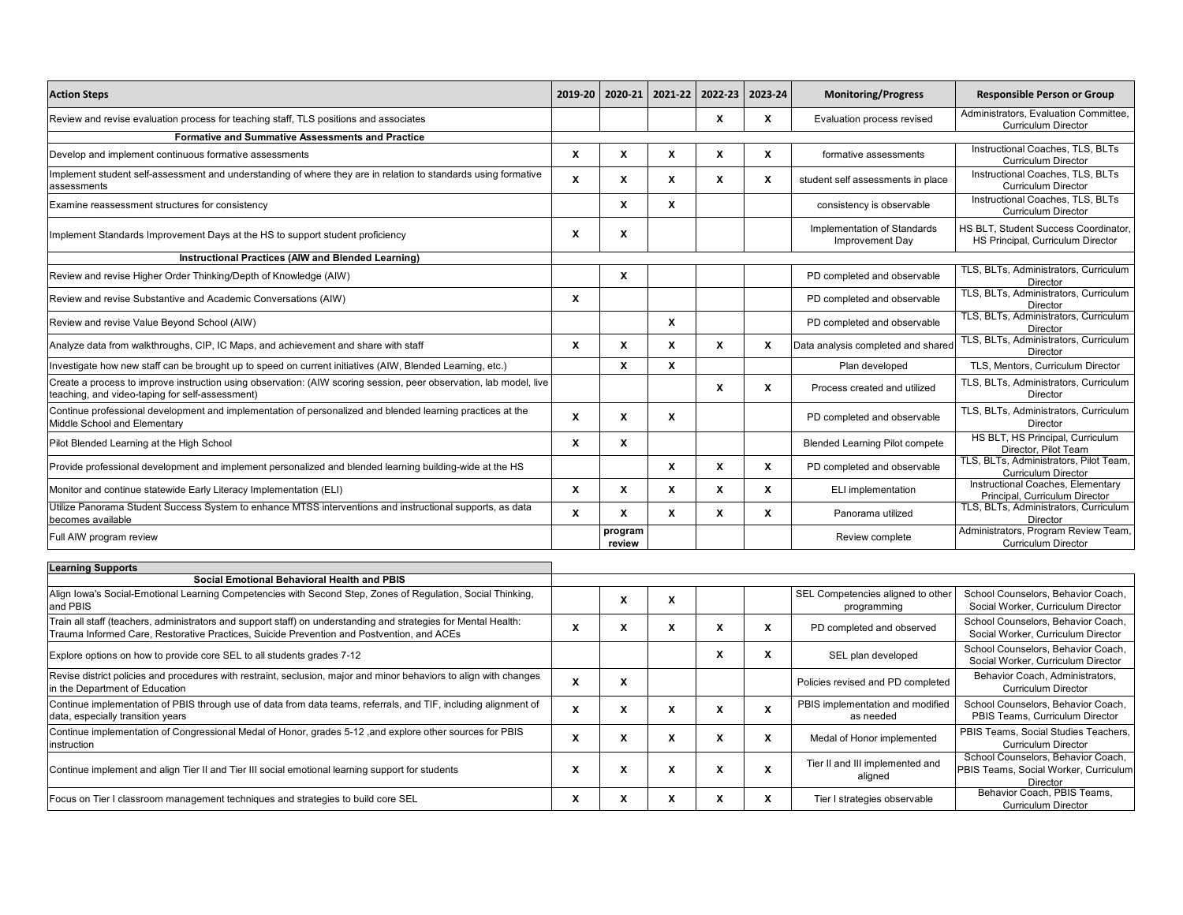| Action Steps | 2019-20 | 2020-21 | 2021-22 | 2022-23 | 2023-24 | Monitoring/Progress | Responsible Person or Group |
|---|---|---|---|---|---|---|---|
| Review and revise evaluation process for teaching staff, TLS positions and associates | | | | X | X | Evaluation process revised | Administrators, Evaluation Committee, Curriculum Director |
| **Formative and Summative Assessments and Practice** | | | | | | | |
| Develop and implement continuous formative assessments | X | X | X | X | X | formative assessments | Instructional Coaches, TLS, BLTs Curriculum Director |
| Implement student self-assessment and understanding of where they are in relation to standards using formative assessments | X | X | X | X | X | student self assessments in place | Instructional Coaches, TLS, BLTs Curriculum Director |
| Examine reassessment structures for consistency | | X | X | | | consistency is observable | Instructional Coaches, TLS, BLTs Curriculum Director |
| Implement Standards Improvement Days at the HS to support student proficiency | X | X | | | | Implementation of Standards Improvement Day | HS BLT, Student Success Coordinator, HS Principal, Curriculum Director |
| **Instructional Practices (AIW and Blended Learning)** | | | | | | | |
| Review and revise Higher Order Thinking/Depth of Knowledge (AIW) | | X | | | | PD completed and observable | TLS, BLTs, Administrators, Curriculum Director |
| Review and revise Substantive and Academic Conversations (AIW) | X | | | | | PD completed and observable | TLS, BLTs, Administrators, Curriculum Director |
| Review and revise Value Beyond School (AIW) | | | X | | | PD completed and observable | TLS, BLTs, Administrators, Curriculum Director |
| Analyze data from walkthroughs, CIP, IC Maps, and achievement and share with staff | X | X | X | X | X | Data analysis completed and shared | TLS, BLTs, Administrators, Curriculum Director |
| Investigate how new staff can be brought up to speed on current initiatives (AIW, Blended Learning, etc.) | | X | X | | | Plan developed | TLS, Mentors, Curriculum Director |
| Create a process to improve instruction using observation: (AIW scoring session, peer observation, lab model, live teaching, and video-taping for self-assessment) | | | | X | X | Process created and utilized | TLS, BLTs, Administrators, Curriculum Director |
| Continue professional development and implementation of personalized and blended learning practices at the Middle School and Elementary | X | X | X | | | PD completed and observable | TLS, BLTs, Administrators, Curriculum Director |
| Pilot Blended Learning at the High School | X | X | | | | Blended Learning Pilot compete | HS BLT, HS Principal, Curriculum Director, Pilot Team |
| Provide professional development and implement personalized and blended learning building-wide at the HS | | | X | X | X | PD completed and observable | TLS, BLTs, Administrators, Pilot Team, Curriculum Director |
| Monitor and continue statewide Early Literacy Implementation (ELI) | X | X | X | X | X | ELI implementation | Instructional Coaches, Elementary Principal, Curriculum Director |
| Utilize Panorama Student Success System to enhance MTSS interventions and instructional supports, as data becomes available | X | X | X | X | X | Panorama utilized | TLS, BLTs, Administrators, Curriculum Director |
| Full AIW program review | | program review | | | | Review complete | Administrators, Program Review Team, Curriculum Director |

| Learning Supports | | | | | | | |
|---|---|---|---|---|---|---|---|
| **Social Emotional Behavioral Health and PBIS** | | | | | | | |
| Align Iowa's Social-Emotional Learning Competencies with Second Step, Zones of Regulation, Social Thinking, and PBIS | | X | X | | | SEL Competencies aligned to other programming | School Counselors, Behavior Coach, Social Worker, Curriculum Director |
| Train all staff (teachers, administrators and support staff) on understanding and strategies for Mental Health: Trauma Informed Care, Restorative Practices, Suicide Prevention and Postvention, and ACEs | X | X | X | X | X | PD completed and observed | School Counselors, Behavior Coach, Social Worker, Curriculum Director |
| Explore options on how to provide core SEL to all students grades 7-12 | | | | X | X | SEL plan developed | School Counselors, Behavior Coach, Social Worker, Curriculum Director |
| Revise district policies and procedures with restraint, seclusion, major and minor behaviors to align with changes in the Department of Education | X | X | | | | Policies revised and PD completed | Behavior Coach, Administrators, Curriculum Director |
| Continue implementation of PBIS through use of data from data teams, referrals, and TIF, including alignment of data, especially transition years | X | X | X | X | X | PBIS implementation and modified as needed | School Counselors, Behavior Coach, PBIS Teams, Curriculum Director |
| Continue implementation of Congressional Medal of Honor, grades 5-12 ,and explore other sources for PBIS instruction | X | X | X | X | X | Medal of Honor implemented | PBIS Teams, Social Studies Teachers, Curriculum Director |
| Continue implement and align Tier II and Tier III social emotional learning support for students | X | X | X | X | X | Tier II and III implemented and aligned | School Counselors, Behavior Coach, PBIS Teams, Social Worker, Curriculum Director |
| Focus on Tier I classroom management techniques and strategies to build core SEL | X | X | X | X | X | Tier I strategies observable | Behavior Coach, PBIS Teams, Curriculum Director |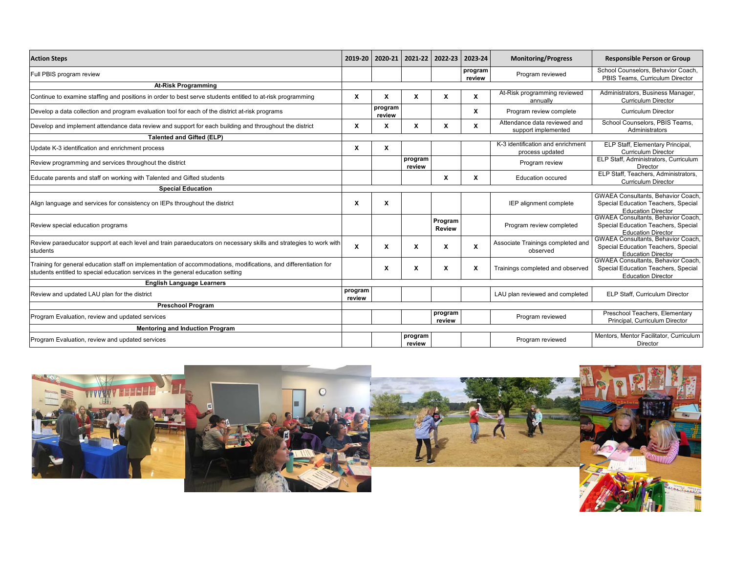| Action Steps | 2019-20 | 2020-21 | 2021-22 | 2022-23 | 2023-24 | Monitoring/Progress | Responsible Person or Group |
|---|---|---|---|---|---|---|---|
| Full PBIS program review | | | | | program review | Program reviewed | School Counselors, Behavior Coach, PBIS Teams, Curriculum Director |
| **At-Risk Programming** | | | | | | | |
| Continue to examine staffing and positions in order to best serve students entitled to at-risk programming | X | X | X | X | X | At-Risk programming reviewed annually | Administrators, Business Manager, Curriculum Director |
| Develop a data collection and program evaluation tool for each of the district at-risk programs | | program review | | | X | Program review complete | Curriculum Director |
| Develop and implement attendance data review and support for each building and throughout the district | X | X | X | X | X | Attendance data reviewed and support implemented | School Counselors, PBIS Teams, Administrators |
| **Talented and Gifted (ELP)** | | | | | | | |
| Update K-3 identification and enrichment process | X | X | | | | K-3 identification and enrichment process updated | ELP Staff, Elementary Principal, Curriculum Director |
| Review programming and services throughout the district | | | program review | | | Program review | ELP Staff, Administrators, Curriculum Director |
| Educate parents and staff on working with Talented and Gifted students | | | | X | X | Education occured | ELP Staff, Teachers, Administrators, Curriculum Director |
| **Special Education** | | | | | | | |
| Align language and services for consistency on IEPs throughout the district | X | X | | | | IEP alignment complete | GWAEA Consultants, Behavior Coach, Special Education Teachers, Special Education Director |
| Review special education programs | | | | Program Review | | Program review completed | GWAEA Consultants, Behavior Coach, Special Education Teachers, Special Education Director |
| Review paraeducator support at each level and train paraeducators on necessary skills and strategies to work with students | X | X | X | X | X | Associate Trainings completed and observed | GWAEA Consultants, Behavior Coach, Special Education Teachers, Special Education Director |
| Training for general education staff on implementation of accommodations, modifications, and differentiation for students entitled to special education services in the general education setting | | X | X | X | X | Trainings completed and observed | GWAEA Consultants, Behavior Coach, Special Education Teachers, Special Education Director |
| **English Language Learners** | | | | | | | |
| Review and updated LAU plan for the district | program review | | | | | LAU plan reviewed and completed | ELP Staff, Curriculum Director |
| **Preschool Program** | | | | | | | |
| Program Evaluation, review and updated services | | | | program review | | Program reviewed | Preschool Teachers, Elementary Principal, Curriculum Director |
| **Mentoring and Induction Program** | | | | | | | |
| Program Evaluation, review and updated services | | | program review | | | Program reviewed | Mentors, Mentor Facilitator, Curriculum Director |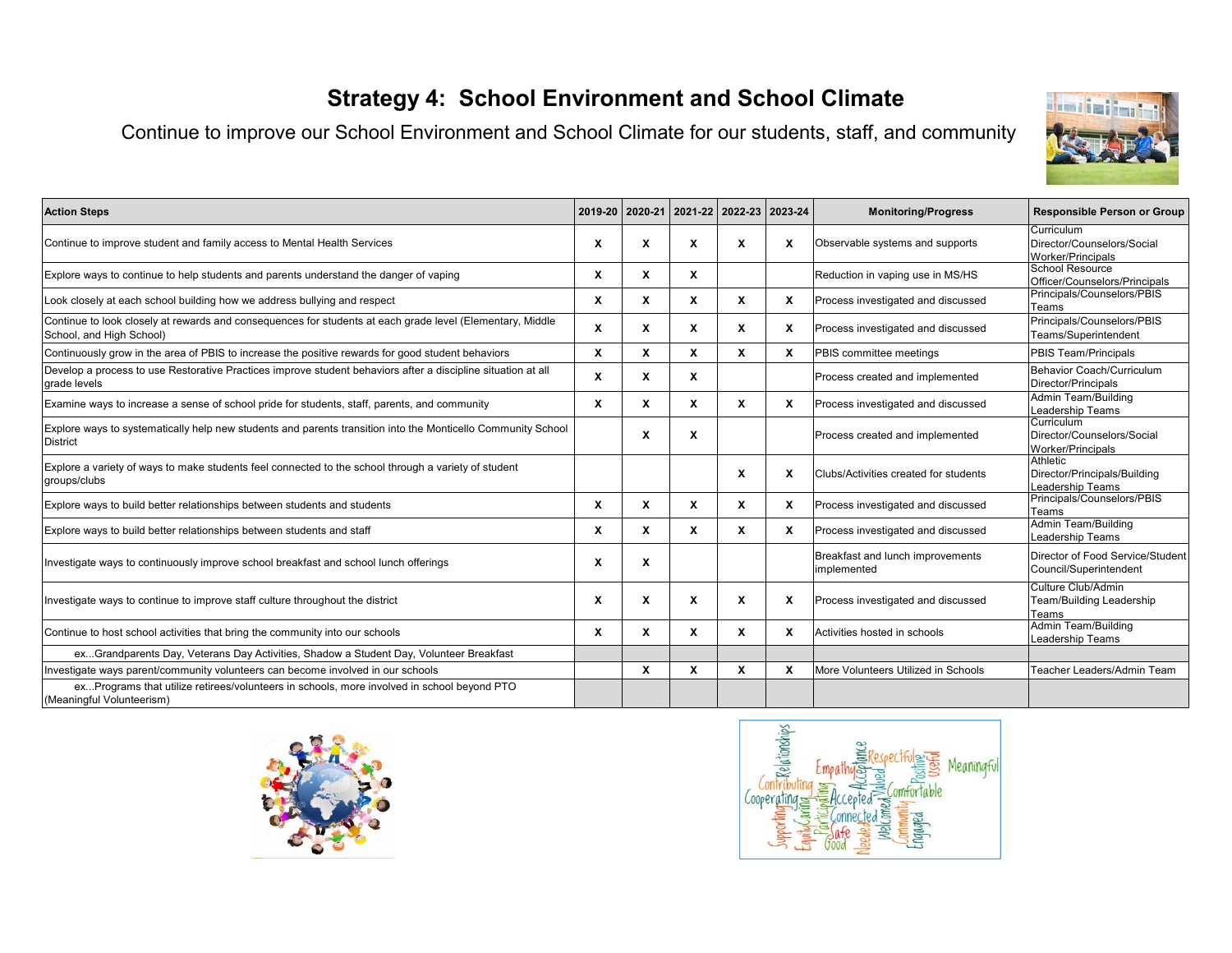# Strategy 4: School Environment and School Climate

Continue to improve our School Environment and School Climate for our students, staff, and community

| Action Steps | 2019-20 | 2020-21 | 2021-22 | 2022-23 | 2023-24 | Monitoring/Progress | Responsible Person or Group |
|---|---|---|---|---|---|---|---|
| Continue to improve student and family access to Mental Health Services | X | X | X | X | X | Observable systems and supports | Curriculum Director/Counselors/Social Worker/Principals |
| Explore ways to continue to help students and parents understand the danger of vaping | X | X | X | | | Reduction in vaping use in MS/HS | School Resource Officer/Counselors/Principals |
| Look closely at each school building how we address bullying and respect | X | X | X | X | X | Process investigated and discussed | Principals/Counselors/PBIS Teams |
| Continue to look closely at rewards and consequences for students at each grade level (Elementary, Middle School, and High School) | X | X | X | X | X | Process investigated and discussed | Principals/Counselors/PBIS Teams/Superintendent |
| Continuously grow in the area of PBIS to increase the positive rewards for good student behaviors | X | X | X | X | X | PBIS committee meetings | PBIS Team/Principals |
| Develop a process to use Restorative Practices improve student behaviors after a discipline situation at all grade levels | X | X | X | | | Process created and implemented | Behavior Coach/Curriculum Director/Principals |
| Examine ways to increase a sense of school pride for students, staff, parents, and community | X | X | X | X | X | Process investigated and discussed | Admin Team/Building Leadership Teams |
| Explore ways to systematically help new students and parents transition into the Monticello Community School District | | X | X | | | Process created and implemented | Curriculum Director/Counselors/Social Worker/Principals |
| Explore a variety of ways to make students feel connected to the school through a variety of student groups/clubs | | | | X | X | Clubs/Activities created for students | Athletic Director/Principals/Building Leadership Teams |
| Explore ways to build better relationships between students and students | X | X | X | X | X | Process investigated and discussed | Principals/Counselors/PBIS Teams |
| Explore ways to build better relationships between students and staff | X | X | X | X | X | Process investigated and discussed | Admin Team/Building Leadership Teams |
| Investigate ways to continuously improve school breakfast and school lunch offerings | X | X | | | | Breakfast and lunch improvements implemented | Director of Food Service/Student Council/Superintendent |
| Investigate ways to continue to improve staff culture throughout the district | X | X | X | X | X | Process investigated and discussed | Culture Club/Admin Team/Building Leadership Teams |
| Continue to host school activities that bring the community into our schools | X | X | X | X | X | Activities hosted in schools | Admin Team/Building Leadership Teams |
| ex...Grandparents Day, Veterans Day Activities, Shadow a Student Day, Volunteer Breakfast | | | | | | | |
| Investigate ways parent/community volunteers can become involved in our schools | | X | X | X | X | More Volunteers Utilized in Schools | Teacher Leaders/Admin Team |
| ex...Programs that utilize retirees/volunteers in schools, more involved in school beyond PTO (Meaningful Volunteerism) | | | | | | | |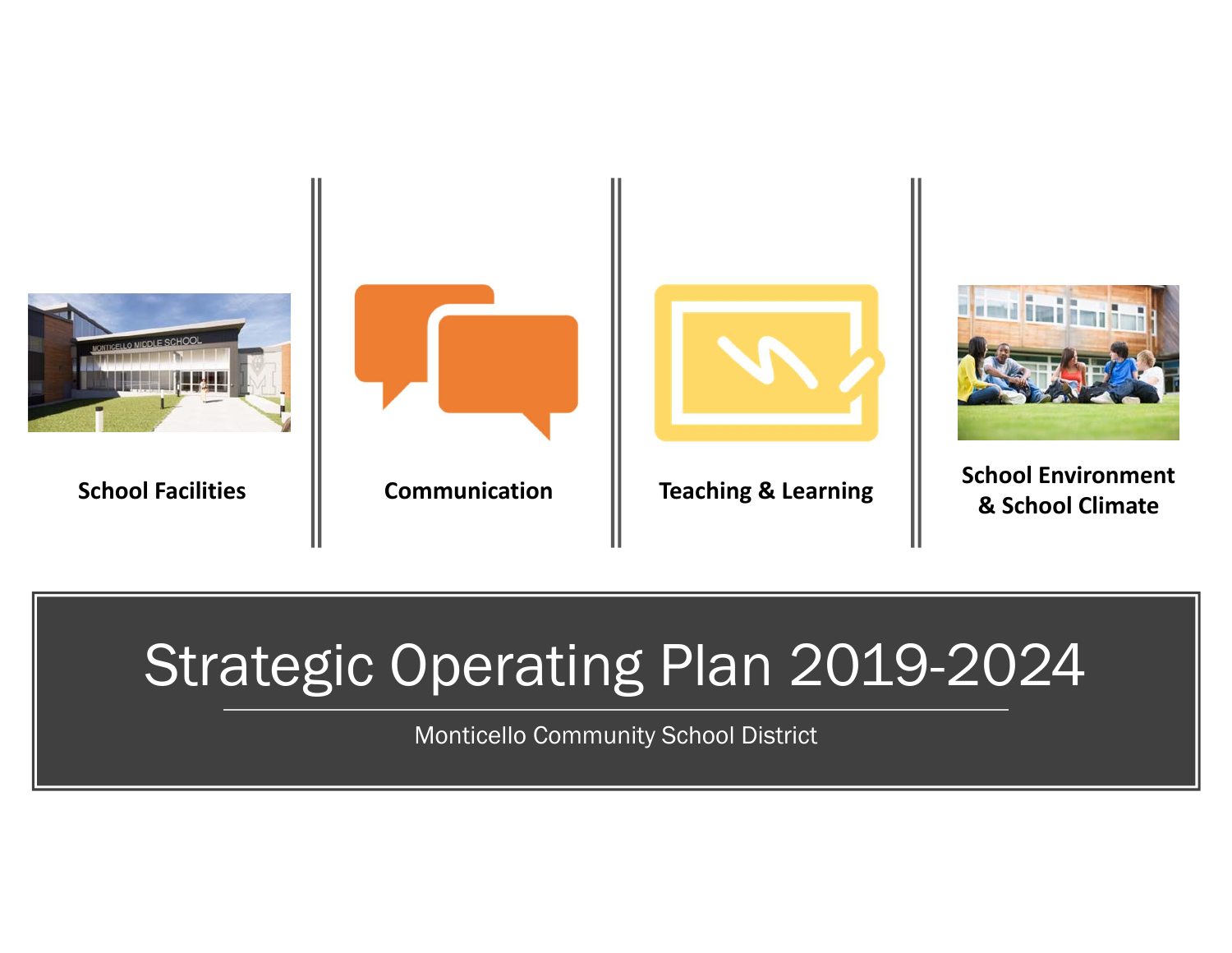School Facilities

Communication

Teaching & Learning

School Environment & School Climate

# Strategic Operating Plan 2019-2024

Monticello Community School District